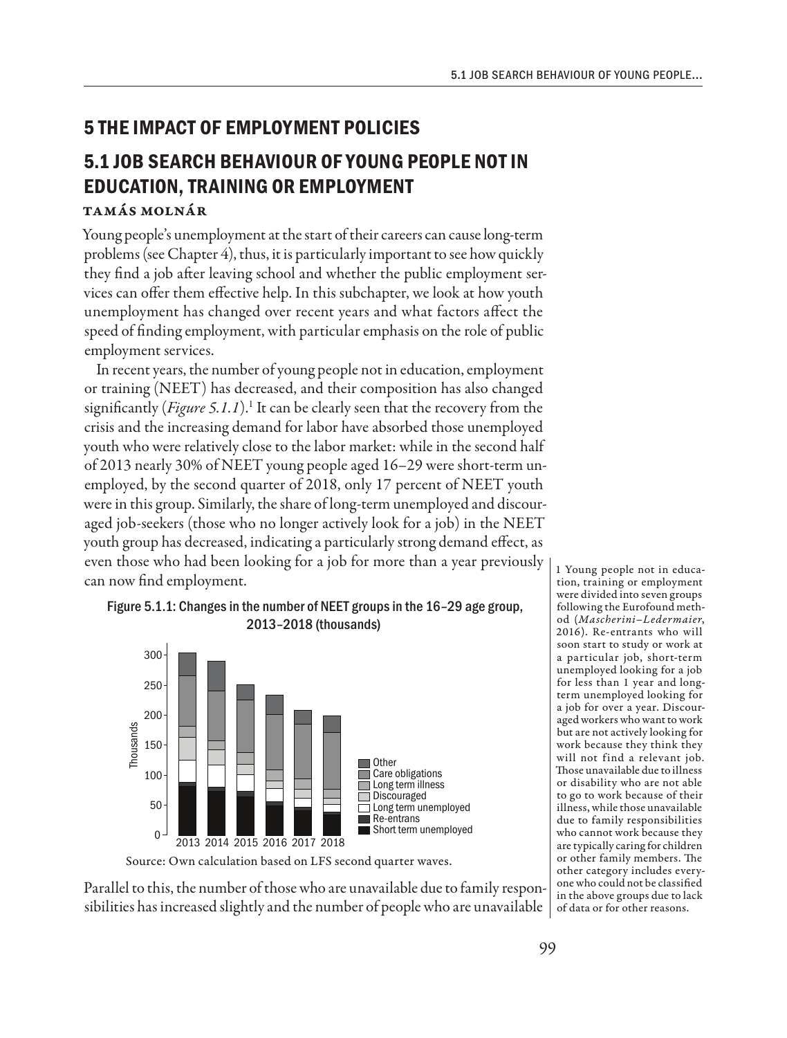# 5 THE IMPACT OF EMPLOYMENT POLICIES

## 5.1 JOB SEARCH BEHAVIOUR OF YOUNG PEOPLE NOT IN EDUCATION, TRAINING OR EMPLOYMENT

**Tamás Molnár**

Young people's unemployment at the start of their careers can cause long-term problems (see Chapter 4), thus, it is particularly important to see how quickly they find a job after leaving school and whether the public employment services can offer them effective help. In this subchapter, we look at how youth unemployment has changed over recent years and what factors affect the speed of finding employment, with particular emphasis on the role of public employment services.

In recent years, the number of young people not in education, employment or training (NEET) has decreased, and their composition has also changed significantly (*Figure 5.1.1*).[1] It can be clearly seen that the recovery from the crisis and the increasing demand for labor have absorbed those unemployed youth who were relatively close to the labor market: while in the second half of 2013 nearly 30% of NEET young people aged 16–29 were short-term unemployed, by the second quarter of 2018, only 17 percent of NEET youth were in this group. Similarly, the share of long-term unemployed and discouraged job-seekers (those who no longer actively look for a job) in the NEET youth group has decreased, indicating a particularly strong demand effect, as even those who had been looking for a job for more than a year previously can now find employment.

Figure 5.1.1: Changes in the number of NEET groups in the 16–29 age group, 2013–2018 (thousands)

Source: Own calculation based on LFS second quarter waves.

Parallel to this, the number of those who are unavailable due to family responsibilities has increased slightly and the number of people who are unavailable

[1] Young people not in education, training or employment were divided into seven groups following the Eurofound method (*Mascherini–Ledermaier*, 2016). Re-entrants who will soon start to study or work at a particular job, short-term unemployed looking for a job for less than 1 year and long-term unemployed looking for a job for over a year. Discouraged workers who want to work but are not actively looking for work because they think they will not find a relevant job. Those unavailable due to illness or disability who are not able to go to work because of their illness, while those unavailable due to family responsibilities who cannot work because they are typically caring for children or other family members. The other category includes everyone who could not be classified in the above groups due to lack of data or for other reasons.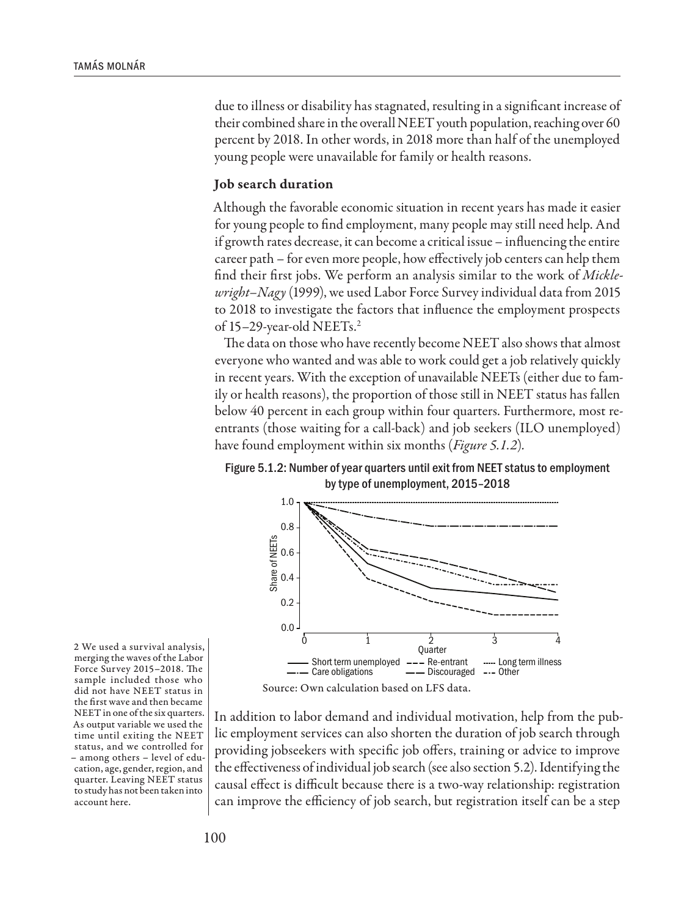due to illness or disability has stagnated, resulting in a significant increase of their combined share in the overall NEET youth population, reaching over 60 percent by 2018. In other words, in 2018 more than half of the unemployed young people were unavailable for family or health reasons.

### Job search duration

Although the favorable economic situation in recent years has made it easier for young people to find employment, many people may still need help. And if growth rates decrease, it can become a critical issue – influencing the entire career path – for even more people, how effectively job centers can help them find their first jobs. We perform an analysis similar to the work of *Micklewright–Nagy* (1999), we used Labor Force Survey individual data from 2015 to 2018 to investigate the factors that influence the employment prospects of 15–29-year-old NEETs.[2]

The data on those who have recently become NEET also shows that almost everyone who wanted and was able to work could get a job relatively quickly in recent years. With the exception of unavailable NEETs (either due to family or health reasons), the proportion of those still in NEET status has fallen below 40 percent in each group within four quarters. Furthermore, most re-entrants (those waiting for a call-back) and job seekers (ILO unemployed) have found employment within six months (*Figure 5.1.2*).

Figure 5.1.2: Number of year quarters until exit from NEET status to employment by type of unemployment, 2015–2018

Source: Own calculation based on LFS data.

In addition to labor demand and individual motivation, help from the public employment services can also shorten the duration of job search through providing jobseekers with specific job offers, training or advice to improve the effectiveness of individual job search (see also section 5.2). Identifying the causal effect is difficult because there is a two-way relationship: registration can improve the efficiency of job search, but registration itself can be a step

2 We used a survival analysis, merging the waves of the Labor Force Survey 2015–2018. The sample included those who did not have NEET status in the first wave and then became NEET in one of the six quarters. As output variable we used the time until exiting the NEET status, and we controlled for – among others – level of education, age, gender, region, and quarter. Leaving NEET status to study has not been taken into account here.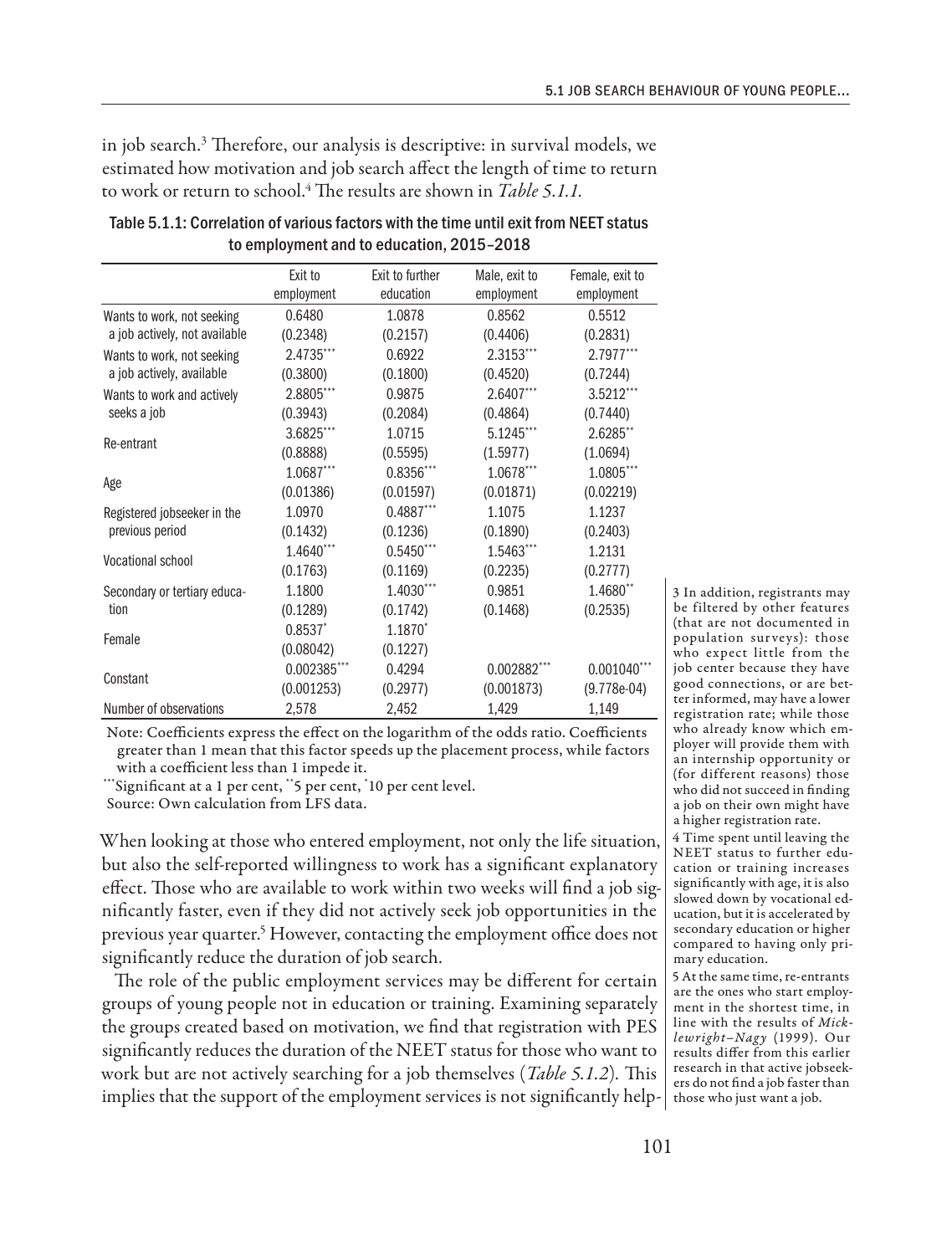in job search.[3] Therefore, our analysis is descriptive: in survival models, we estimated how motivation and job search affect the length of time to return to work or return to school.[4] The results are shown in *Table 5.1.1.*

Table 5.1.1: Correlation of various factors with the time until exit from NEET status to employment and to education, 2015–2018

| | Exit to employment | Exit to further education | Male, exit to employment | Female, exit to employment |
|---|---|---|---|---|
| Wants to work, not seeking a job actively, not available | 0.6480 | 1.0878 | 0.8562 | 0.5512 |
| | (0.2348) | (0.2157) | (0.4406) | (0.2831) |
| Wants to work, not seeking a job actively, available | 2.4735*** | 0.6922 | 2.3153*** | 2.7977*** |
| | (0.3800) | (0.1800) | (0.4520) | (0.7244) |
| Wants to work and actively seeks a job | 2.8805*** | 0.9875 | 2.6407*** | 3.5212*** |
| | (0.3943) | (0.2084) | (0.4864) | (0.7440) |
| Re-entrant | 3.6825*** | 1.0715 | 5.1245*** | 2.6285** |
| | (0.8888) | (0.5595) | (1.5977) | (1.0694) |
| Age | 1.0687*** | 0.8356*** | 1.0678*** | 1.0805*** |
| | (0.01386) | (0.01597) | (0.01871) | (0.02219) |
| Registered jobseeker in the previous period | 1.0970 | 0.4887*** | 1.1075 | 1.1237 |
| | (0.1432) | (0.1236) | (0.1890) | (0.2403) |
| Vocational school | 1.4640*** | 0.5450*** | 1.5463*** | 1.2131 |
| | (0.1763) | (0.1169) | (0.2235) | (0.2777) |
| Secondary or tertiary education | 1.1800 | 1.4030*** | 0.9851 | 1.4680** |
| | (0.1289) | (0.1742) | (0.1468) | (0.2535) |
| Female | 0.8537* | 1.1870* | | |
| | (0.08042) | (0.1227) | | |
| Constant | 0.002385*** | 0.4294 | 0.002882*** | 0.001040*** |
| | (0.001253) | (0.2977) | (0.001873) | (9.778e-04) |
| Number of observations | 2,578 | 2,452 | 1,429 | 1,149 |

Note: Coefficients express the effect on the logarithm of the odds ratio. Coefficients greater than 1 mean that this factor speeds up the placement process, while factors with a coefficient less than 1 impede it.

***Significant at a 1 per cent, **5 per cent, *10 per cent level.

Source: Own calculation from LFS data.

When looking at those who entered employment, not only the life situation, but also the self-reported willingness to work has a significant explanatory effect. Those who are available to work within two weeks will find a job significantly faster, even if they did not actively seek job opportunities in the previous year quarter.[5] However, contacting the employment office does not significantly reduce the duration of job search.

The role of the public employment services may be different for certain groups of young people not in education or training. Examining separately the groups created based on motivation, we find that registration with PES significantly reduces the duration of the NEET status for those who want to work but are not actively searching for a job themselves (*Table 5.1.2*). This implies that the support of the employment services is not significantly help-

3 In addition, registrants may be filtered by other features (that are not documented in population surveys): those who expect little from the job center because they have good connections, or are better informed, may have a lower registration rate; while those who already know which employer will provide them with an internship opportunity or (for different reasons) those who did not succeed in finding a job on their own might have a higher registration rate.

4 Time spent until leaving the NEET status to further education or training increases significantly with age, it is also slowed down by vocational education, but it is accelerated by secondary education or higher compared to having only primary education.

5 At the same time, re-entrants are the ones who start employment in the shortest time, in line with the results of *Micklewright–Nagy* (1999). Our results differ from this earlier research in that active jobseekers do not find a job faster than those who just want a job.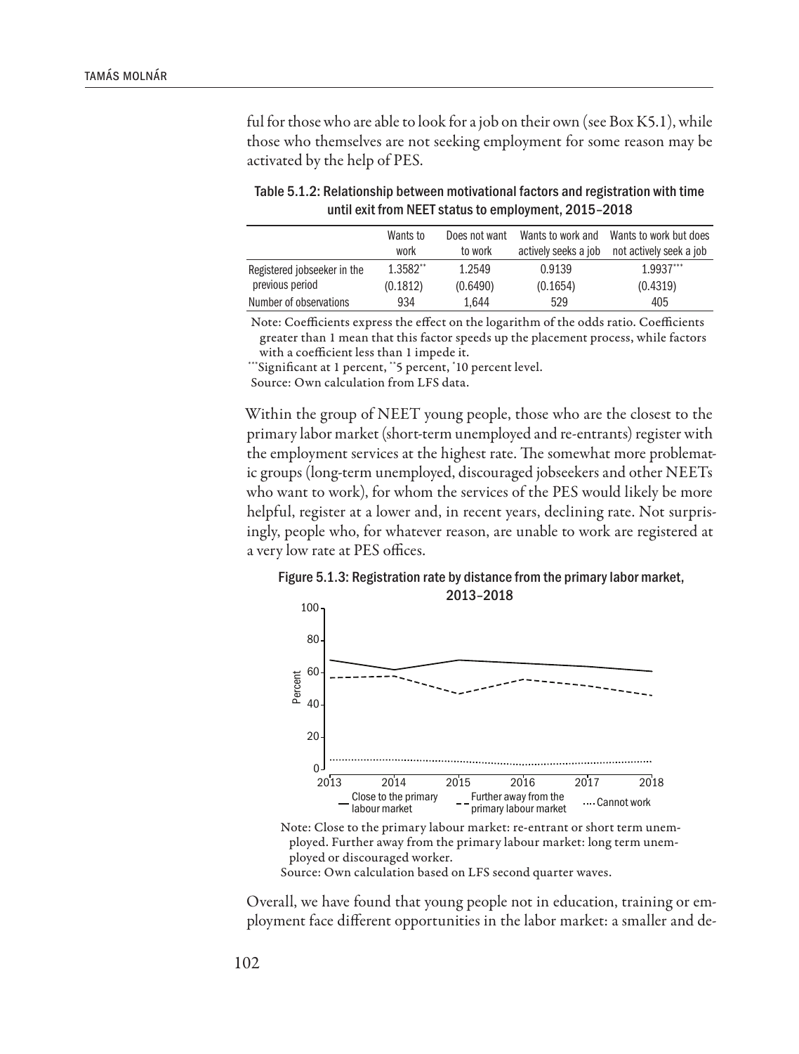ful for those who are able to look for a job on their own (see Box K5.1), while those who themselves are not seeking employment for some reason may be activated by the help of PES.

Table 5.1.2: Relationship between motivational factors and registration with time until exit from NEET status to employment, 2015–2018

| | Wants to work | Does not want to work | Wants to work and actively seeks a job | Wants to work but does not actively seek a job |
|---|---|---|---|---|
| Registered jobseeker in the previous period | 1.3582** | 1.2549 | 0.9139 | 1.9937*** |
| | (0.1812) | (0.6490) | (0.1654) | (0.4319) |
| Number of observations | 934 | 1,644 | 529 | 405 |

Note: Coefficients express the effect on the logarithm of the odds ratio. Coefficients greater than 1 mean that this factor speeds up the placement process, while factors with a coefficient less than 1 impede it.

***Significant at 1 percent, **5 percent, *10 percent level.

Source: Own calculation from LFS data.

Within the group of NEET young people, those who are the closest to the primary labor market (short-term unemployed and re-entrants) register with the employment services at the highest rate. The somewhat more problematic groups (long-term unemployed, discouraged jobseekers and other NEETs who want to work), for whom the services of the PES would likely be more helpful, register at a lower and, in recent years, declining rate. Not surprisingly, people who, for whatever reason, are unable to work are registered at a very low rate at PES offices.

Figure 5.1.3: Registration rate by distance from the primary labor market, 2013–2018

Note: Close to the primary labour market: re-entrant or short term unemployed. Further away from the primary labour market: long term unemployed or discouraged worker.

Source: Own calculation based on LFS second quarter waves.

Overall, we have found that young people not in education, training or employment face different opportunities in the labor market: a smaller and de-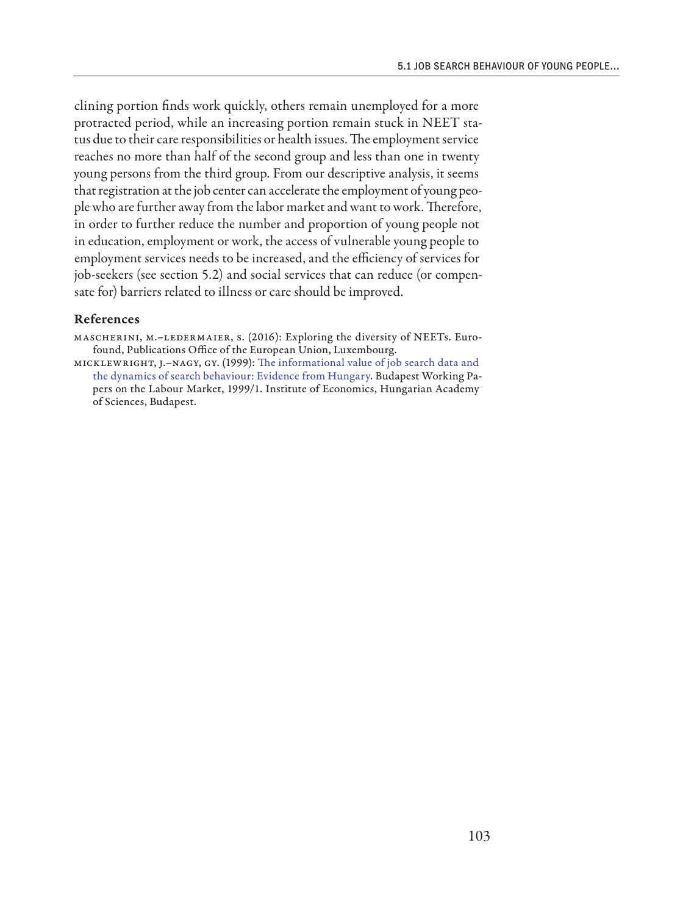clining portion finds work quickly, others remain unemployed for a more protracted period, while an increasing portion remain stuck in NEET status due to their care responsibilities or health issues. The employment service reaches no more than half of the second group and less than one in twenty young persons from the third group. From our descriptive analysis, it seems that registration at the job center can accelerate the employment of young people who are further away from the labor market and want to work. Therefore, in order to further reduce the number and proportion of young people not in education, employment or work, the access of vulnerable young people to employment services needs to be increased, and the efficiency of services for job-seekers (see section 5.2) and social services that can reduce (or compensate for) barriers related to illness or care should be improved.

## References

MASCHERINI, M.–LEDERMAIER, S. (2016): Exploring the diversity of NEETs. Eurofound, Publications Office of the European Union, Luxembourg.

MICKLEWRIGHT, J.–NAGY, GY. (1999): The informational value of job search data and the dynamics of search behaviour: Evidence from Hungary. Budapest Working Papers on the Labour Market, 1999/1. Institute of Economics, Hungarian Academy of Sciences, Budapest.